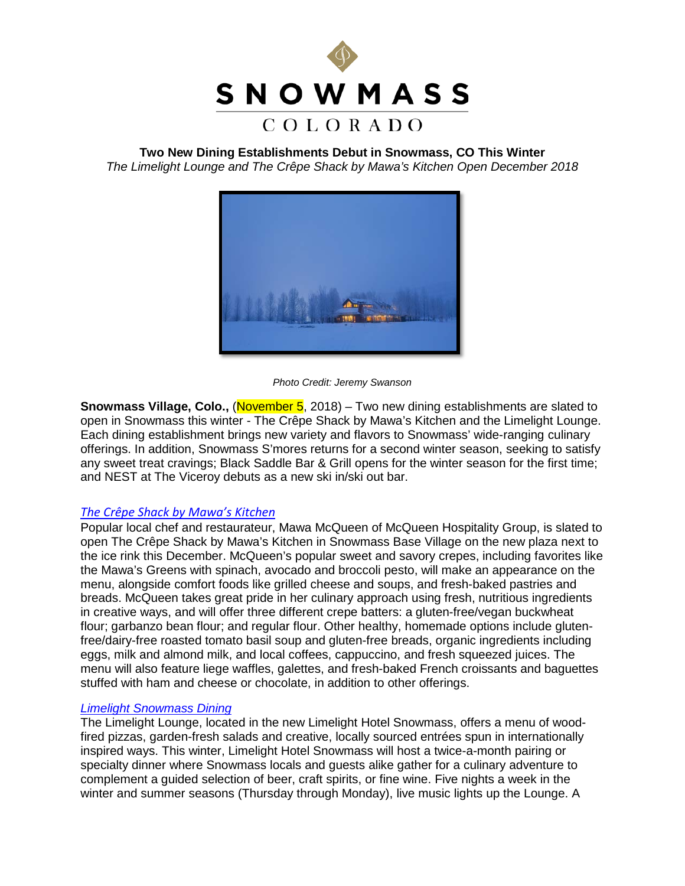# SNOWMASS

COLORADO

**Two New Dining Establishments Debut in Snowmass, CO This Winter**

*The Limelight Lounge and The Crêpe Shack by Mawa's Kitchen Open December 2018*

*Photo Credit: Jeremy Swanson*

**Snowmass Village, Colo.,** (November 5, 2018) – Two new dining establishments are slated to open in Snowmass this winter - The Crêpe Shack by Mawa's Kitchen and the Limelight Lounge. Each dining establishment brings new variety and flavors to Snowmass' wide-ranging culinary offerings. In addition, Snowmass S'mores returns for a second winter season, seeking to satisfy any sweet treat cravings; Black Saddle Bar & Grill opens for the winter season for the first time; and NEST at The Viceroy debuts as a new ski in/ski out bar.

### *The Crêpe Shack by Mawa's Kitchen*

Popular local chef and restaurateur, Mawa McQueen of McQueen Hospitality Group, is slated to open The Crêpe Shack by Mawa's Kitchen in Snowmass Base Village on the new plaza next to the ice rink this December. McQueen's popular sweet and savory crepes, including favorites like the Mawa's Greens with spinach, avocado and broccoli pesto, will make an appearance on the menu, alongside comfort foods like grilled cheese and soups, and fresh-baked pastries and breads. McQueen takes great pride in her culinary approach using fresh, nutritious ingredients in creative ways, and will offer three different crepe batters: a gluten-free/vegan buckwheat flour; garbanzo bean flour; and regular flour. Other healthy, homemade options include gluten-free/dairy-free roasted tomato basil soup and gluten-free breads, organic ingredients including eggs, milk and almond milk, and local coffees, cappuccino, and fresh squeezed juices. The menu will also feature liege waffles, galettes, and fresh-baked French croissants and baguettes stuffed with ham and cheese or chocolate, in addition to other offerings.

### *Limelight Snowmass Dining*

The Limelight Lounge, located in the new Limelight Hotel Snowmass, offers a menu of wood-fired pizzas, garden-fresh salads and creative, locally sourced entrées spun in internationally inspired ways. This winter, Limelight Hotel Snowmass will host a twice-a-month pairing or specialty dinner where Snowmass locals and guests alike gather for a culinary adventure to complement a guided selection of beer, craft spirits, or fine wine. Five nights a week in the winter and summer seasons (Thursday through Monday), live music lights up the Lounge. A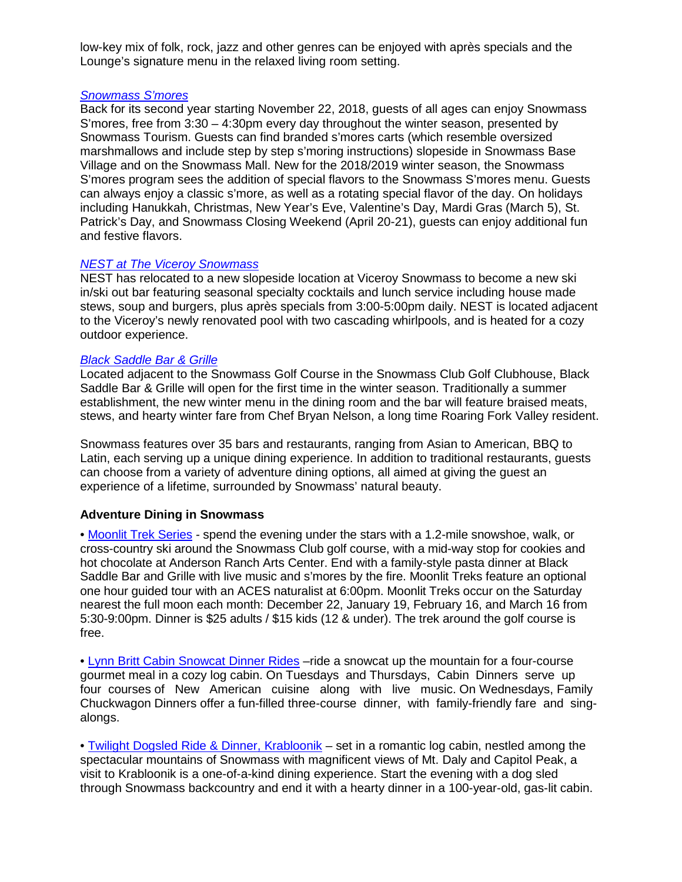low-key mix of folk, rock, jazz and other genres can be enjoyed with après specials and the Lounge's signature menu in the relaxed living room setting.

*Snowmass S'mores*

Back for its second year starting November 22, 2018, guests of all ages can enjoy Snowmass S'mores, free from 3:30 – 4:30pm every day throughout the winter season, presented by Snowmass Tourism. Guests can find branded s'mores carts (which resemble oversized marshmallows and include step by step s'moring instructions) slopeside in Snowmass Base Village and on the Snowmass Mall. New for the 2018/2019 winter season, the Snowmass S'mores program sees the addition of special flavors to the Snowmass S'mores menu. Guests can always enjoy a classic s'more, as well as a rotating special flavor of the day. On holidays including Hanukkah, Christmas, New Year's Eve, Valentine's Day, Mardi Gras (March 5), St. Patrick's Day, and Snowmass Closing Weekend (April 20-21), guests can enjoy additional fun and festive flavors.

*NEST at The Viceroy Snowmass*

NEST has relocated to a new slopeside location at Viceroy Snowmass to become a new ski in/ski out bar featuring seasonal specialty cocktails and lunch service including house made stews, soup and burgers, plus après specials from 3:00-5:00pm daily. NEST is located adjacent to the Viceroy's newly renovated pool with two cascading whirlpools, and is heated for a cozy outdoor experience.

*Black Saddle Bar & Grille*

Located adjacent to the Snowmass Golf Course in the Snowmass Club Golf Clubhouse, Black Saddle Bar & Grille will open for the first time in the winter season. Traditionally a summer establishment, the new winter menu in the dining room and the bar will feature braised meats, stews, and hearty winter fare from Chef Bryan Nelson, a long time Roaring Fork Valley resident.

Snowmass features over 35 bars and restaurants, ranging from Asian to American, BBQ to Latin, each serving up a unique dining experience. In addition to traditional restaurants, guests can choose from a variety of adventure dining options, all aimed at giving the guest an experience of a lifetime, surrounded by Snowmass' natural beauty.

**Adventure Dining in Snowmass**

- Moonlit Trek Series - spend the evening under the stars with a 1.2-mile snowshoe, walk, or cross-country ski around the Snowmass Club golf course, with a mid-way stop for cookies and hot chocolate at Anderson Ranch Arts Center. End with a family-style pasta dinner at Black Saddle Bar and Grille with live music and s'mores by the fire. Moonlit Treks feature an optional one hour guided tour with an ACES naturalist at 6:00pm. Moonlit Treks occur on the Saturday nearest the full moon each month: December 22, January 19, February 16, and March 16 from 5:30-9:00pm. Dinner is $25 adults / $15 kids (12 & under). The trek around the golf course is free.

- Lynn Britt Cabin Snowcat Dinner Rides –ride a snowcat up the mountain for a four-course gourmet meal in a cozy log cabin. On Tuesdays and Thursdays, Cabin Dinners serve up four courses of New American cuisine along with live music. On Wednesdays, Family Chuckwagon Dinners offer a fun-filled three-course dinner, with family-friendly fare and sing-alongs.

- Twilight Dogsled Ride & Dinner, Krabloonik – set in a romantic log cabin, nestled among the spectacular mountains of Snowmass with magnificent views of Mt. Daly and Capitol Peak, a visit to Krabloonik is a one-of-a-kind dining experience. Start the evening with a dog sled through Snowmass backcountry and end it with a hearty dinner in a 100-year-old, gas-lit cabin.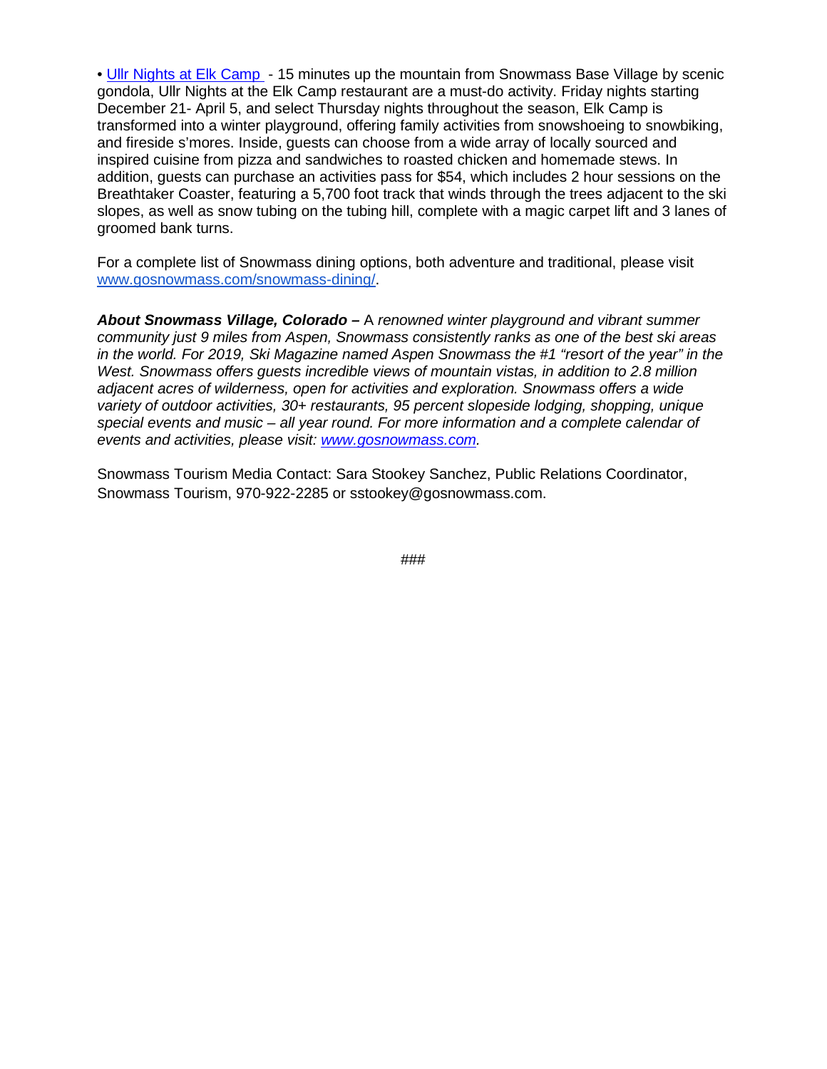• [Ullr Nights at Elk Camp](#) - 15 minutes up the mountain from Snowmass Base Village by scenic gondola, Ullr Nights at the Elk Camp restaurant are a must-do activity. Friday nights starting December 21- April 5, and select Thursday nights throughout the season, Elk Camp is transformed into a winter playground, offering family activities from snowshoeing to snowbiking, and fireside s'mores. Inside, guests can choose from a wide array of locally sourced and inspired cuisine from pizza and sandwiches to roasted chicken and homemade stews. In addition, guests can purchase an activities pass for $54, which includes 2 hour sessions on the Breathtaker Coaster, featuring a 5,700 foot track that winds through the trees adjacent to the ski slopes, as well as snow tubing on the tubing hill, complete with a magic carpet lift and 3 lanes of groomed bank turns.

For a complete list of Snowmass dining options, both adventure and traditional, please visit www.gosnowmass.com/snowmass-dining/.

***About Snowmass Village, Colorado –*** A *renowned winter playground and vibrant summer community just 9 miles from Aspen, Snowmass consistently ranks as one of the best ski areas in the world. For 2019, Ski Magazine named Aspen Snowmass the #1 "resort of the year" in the West. Snowmass offers guests incredible views of mountain vistas, in addition to 2.8 million adjacent acres of wilderness, open for activities and exploration. Snowmass offers a wide variety of outdoor activities, 30+ restaurants, 95 percent slopeside lodging, shopping, unique special events and music – all year round. For more information and a complete calendar of events and activities, please visit: www.gosnowmass.com.*

Snowmass Tourism Media Contact: Sara Stookey Sanchez, Public Relations Coordinator, Snowmass Tourism, 970-922-2285 or sstookey@gosnowmass.com.

###